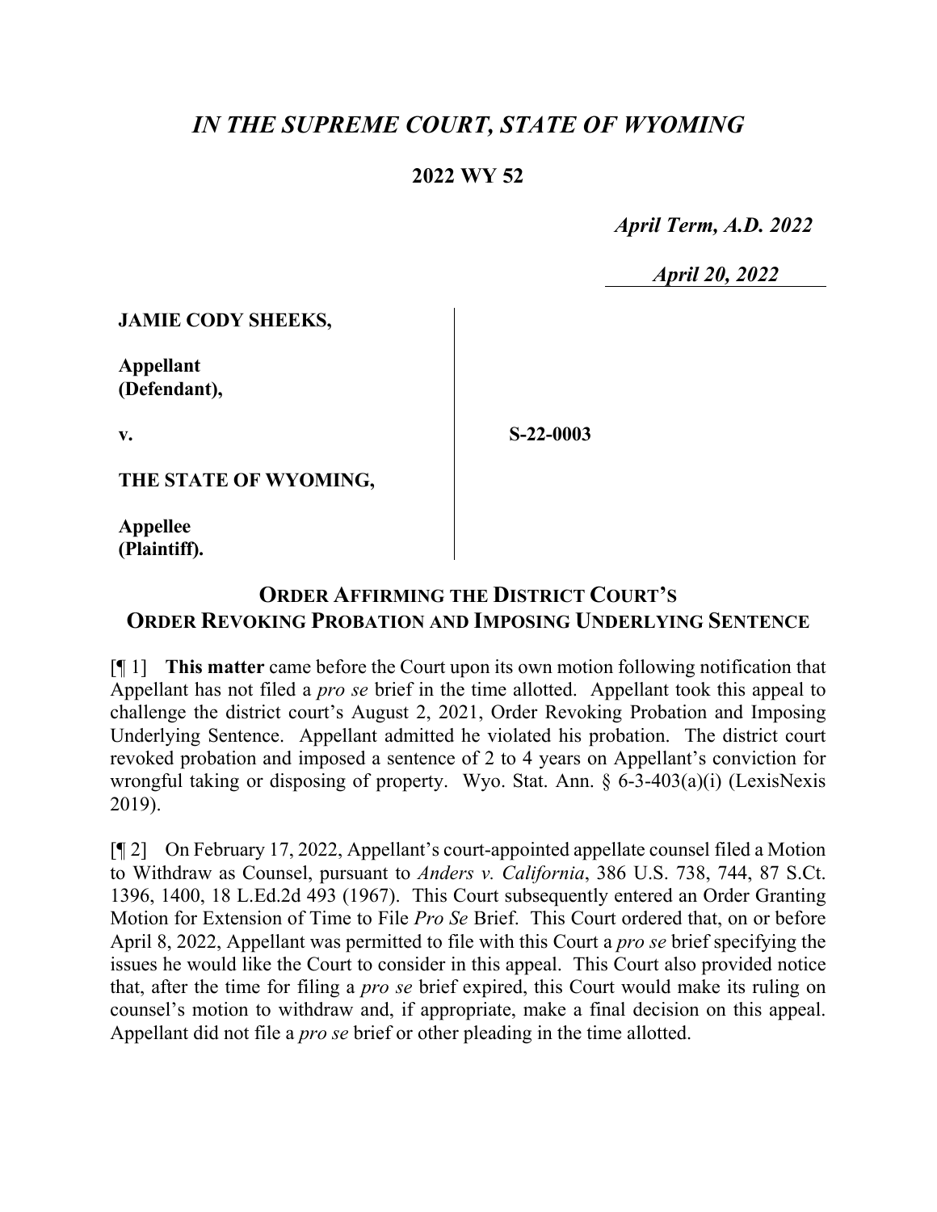# *IN THE SUPREME COURT, STATE OF WYOMING*

**2022 WY 52**

*April Term, A.D. 2022*

*April 20, 2022*

**JAMIE CODY SHEEKS,**

**Appellant (Defendant),**

**v.**

**S-22-0003**

**THE STATE OF WYOMING,**

**Appellee (Plaintiff).**

## ORDER AFFIRMING THE DISTRICT COURT'S ORDER REVOKING PROBATION AND IMPOSING UNDERLYING SENTENCE

[¶ 1] **This matter** came before the Court upon its own motion following notification that Appellant has not filed a *pro se* brief in the time allotted. Appellant took this appeal to challenge the district court's August 2, 2021, Order Revoking Probation and Imposing Underlying Sentence. Appellant admitted he violated his probation. The district court revoked probation and imposed a sentence of 2 to 4 years on Appellant's conviction for wrongful taking or disposing of property. Wyo. Stat. Ann. § 6-3-403(a)(i) (LexisNexis 2019).

[¶ 2] On February 17, 2022, Appellant's court-appointed appellate counsel filed a Motion to Withdraw as Counsel, pursuant to *Anders v. California*, 386 U.S. 738, 744, 87 S.Ct. 1396, 1400, 18 L.Ed.2d 493 (1967). This Court subsequently entered an Order Granting Motion for Extension of Time to File *Pro Se* Brief. This Court ordered that, on or before April 8, 2022, Appellant was permitted to file with this Court a *pro se* brief specifying the issues he would like the Court to consider in this appeal. This Court also provided notice that, after the time for filing a *pro se* brief expired, this Court would make its ruling on counsel's motion to withdraw and, if appropriate, make a final decision on this appeal. Appellant did not file a *pro se* brief or other pleading in the time allotted.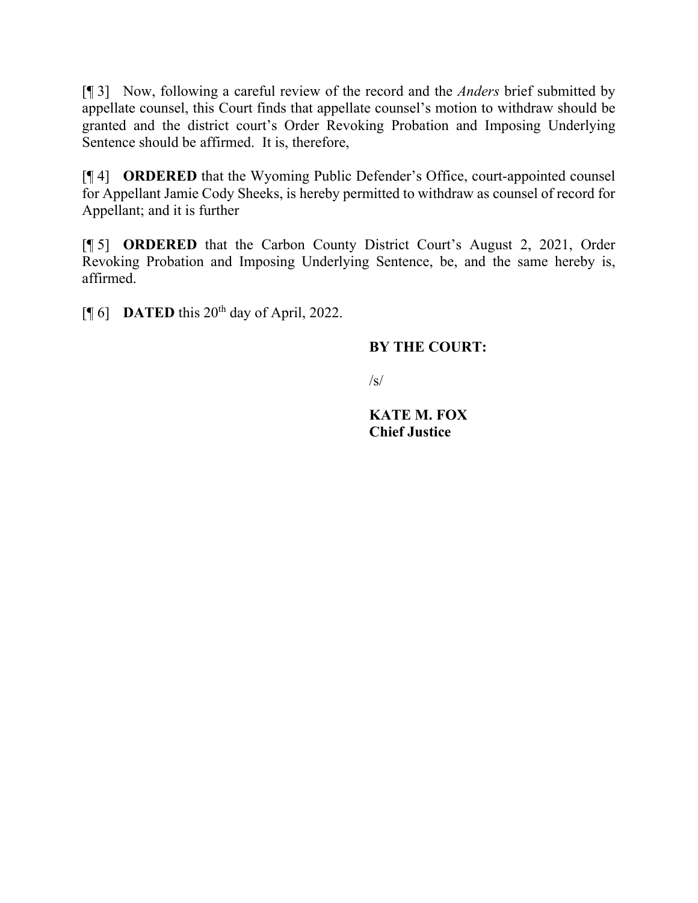[¶ 3] Now, following a careful review of the record and the *Anders* brief submitted by appellate counsel, this Court finds that appellate counsel's motion to withdraw should be granted and the district court's Order Revoking Probation and Imposing Underlying Sentence should be affirmed. It is, therefore,

[¶ 4] **ORDERED** that the Wyoming Public Defender's Office, court-appointed counsel for Appellant Jamie Cody Sheeks, is hereby permitted to withdraw as counsel of record for Appellant; and it is further

[¶ 5] **ORDERED** that the Carbon County District Court's August 2, 2021, Order Revoking Probation and Imposing Underlying Sentence, be, and the same hereby is, affirmed.

[¶ 6] **DATED** this 20th day of April, 2022.

**BY THE COURT:**

/s/

**KATE M. FOX**
**Chief Justice**